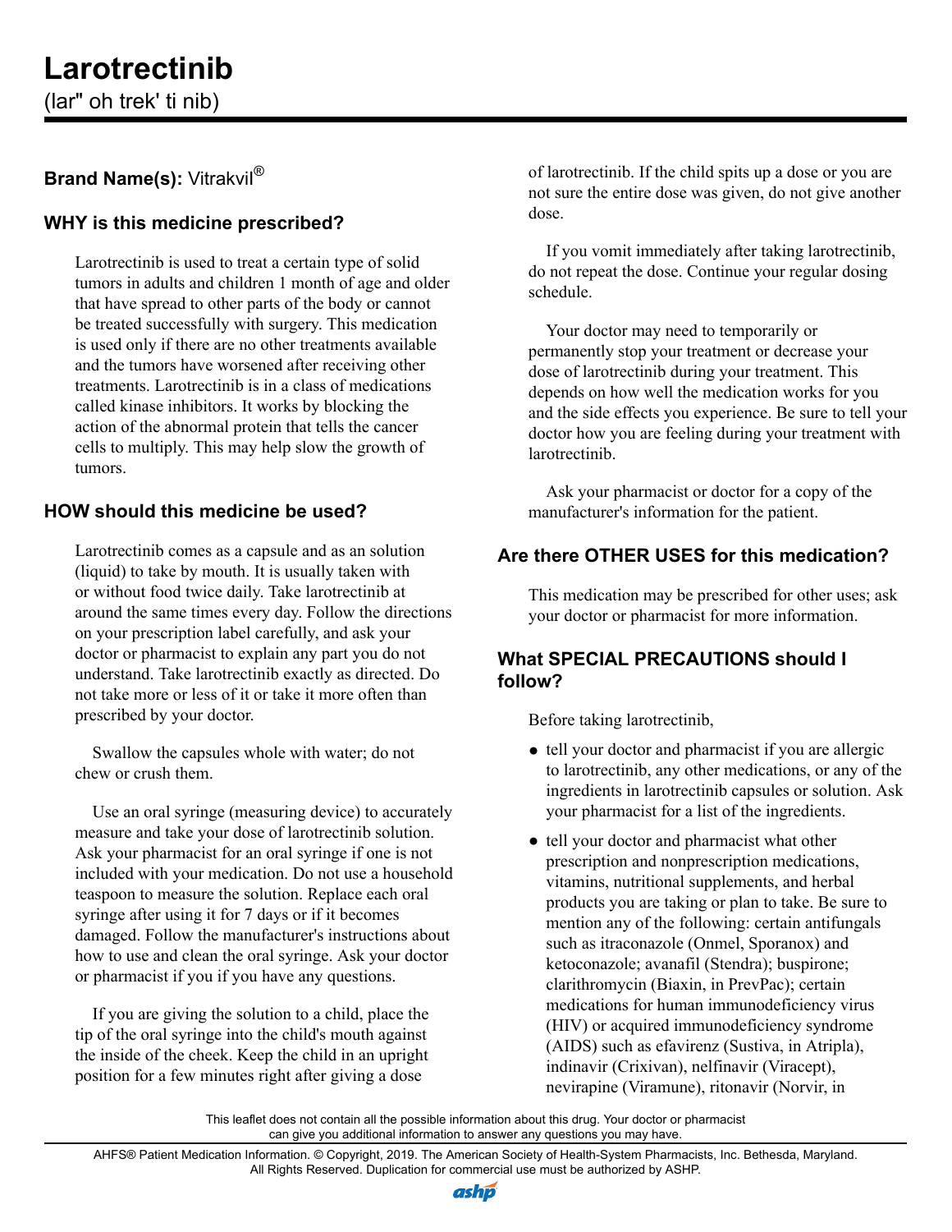# Larotrectinib

(lar" oh trek' ti nib)

**Brand Name(s):** Vitrakvil®

## WHY is this medicine prescribed?

Larotrectinib is used to treat a certain type of solid tumors in adults and children 1 month of age and older that have spread to other parts of the body or cannot be treated successfully with surgery. This medication is used only if there are no other treatments available and the tumors have worsened after receiving other treatments. Larotrectinib is in a class of medications called kinase inhibitors. It works by blocking the action of the abnormal protein that tells the cancer cells to multiply. This may help slow the growth of tumors.

## HOW should this medicine be used?

Larotrectinib comes as a capsule and as an solution (liquid) to take by mouth. It is usually taken with or without food twice daily. Take larotrectinib at around the same times every day. Follow the directions on your prescription label carefully, and ask your doctor or pharmacist to explain any part you do not understand. Take larotrectinib exactly as directed. Do not take more or less of it or take it more often than prescribed by your doctor.

Swallow the capsules whole with water; do not chew or crush them.

Use an oral syringe (measuring device) to accurately measure and take your dose of larotrectinib solution. Ask your pharmacist for an oral syringe if one is not included with your medication. Do not use a household teaspoon to measure the solution. Replace each oral syringe after using it for 7 days or if it becomes damaged. Follow the manufacturer's instructions about how to use and clean the oral syringe. Ask your doctor or pharmacist if you if you have any questions.

If you are giving the solution to a child, place the tip of the oral syringe into the child's mouth against the inside of the cheek. Keep the child in an upright position for a few minutes right after giving a dose of larotrectinib. If the child spits up a dose or you are not sure the entire dose was given, do not give another dose.

If you vomit immediately after taking larotrectinib, do not repeat the dose. Continue your regular dosing schedule.

Your doctor may need to temporarily or permanently stop your treatment or decrease your dose of larotrectinib during your treatment. This depends on how well the medication works for you and the side effects you experience. Be sure to tell your doctor how you are feeling during your treatment with larotrectinib.

Ask your pharmacist or doctor for a copy of the manufacturer's information for the patient.

## Are there OTHER USES for this medication?

This medication may be prescribed for other uses; ask your doctor or pharmacist for more information.

## What SPECIAL PRECAUTIONS should I follow?

Before taking larotrectinib,

- tell your doctor and pharmacist if you are allergic to larotrectinib, any other medications, or any of the ingredients in larotrectinib capsules or solution. Ask your pharmacist for a list of the ingredients.
- tell your doctor and pharmacist what other prescription and nonprescription medications, vitamins, nutritional supplements, and herbal products you are taking or plan to take. Be sure to mention any of the following: certain antifungals such as itraconazole (Onmel, Sporanox) and ketoconazole; avanafil (Stendra); buspirone; clarithromycin (Biaxin, in PrevPac); certain medications for human immunodeficiency virus (HIV) or acquired immunodeficiency syndrome (AIDS) such as efavirenz (Sustiva, in Atripla), indinavir (Crixivan), nelfinavir (Viracept), nevirapine (Viramune), ritonavir (Norvir, in

This leaflet does not contain all the possible information about this drug. Your doctor or pharmacist can give you additional information to answer any questions you may have.

AHFS® Patient Medication Information. © Copyright, 2019. The American Society of Health-System Pharmacists, Inc. Bethesda, Maryland. All Rights Reserved. Duplication for commercial use must be authorized by ASHP.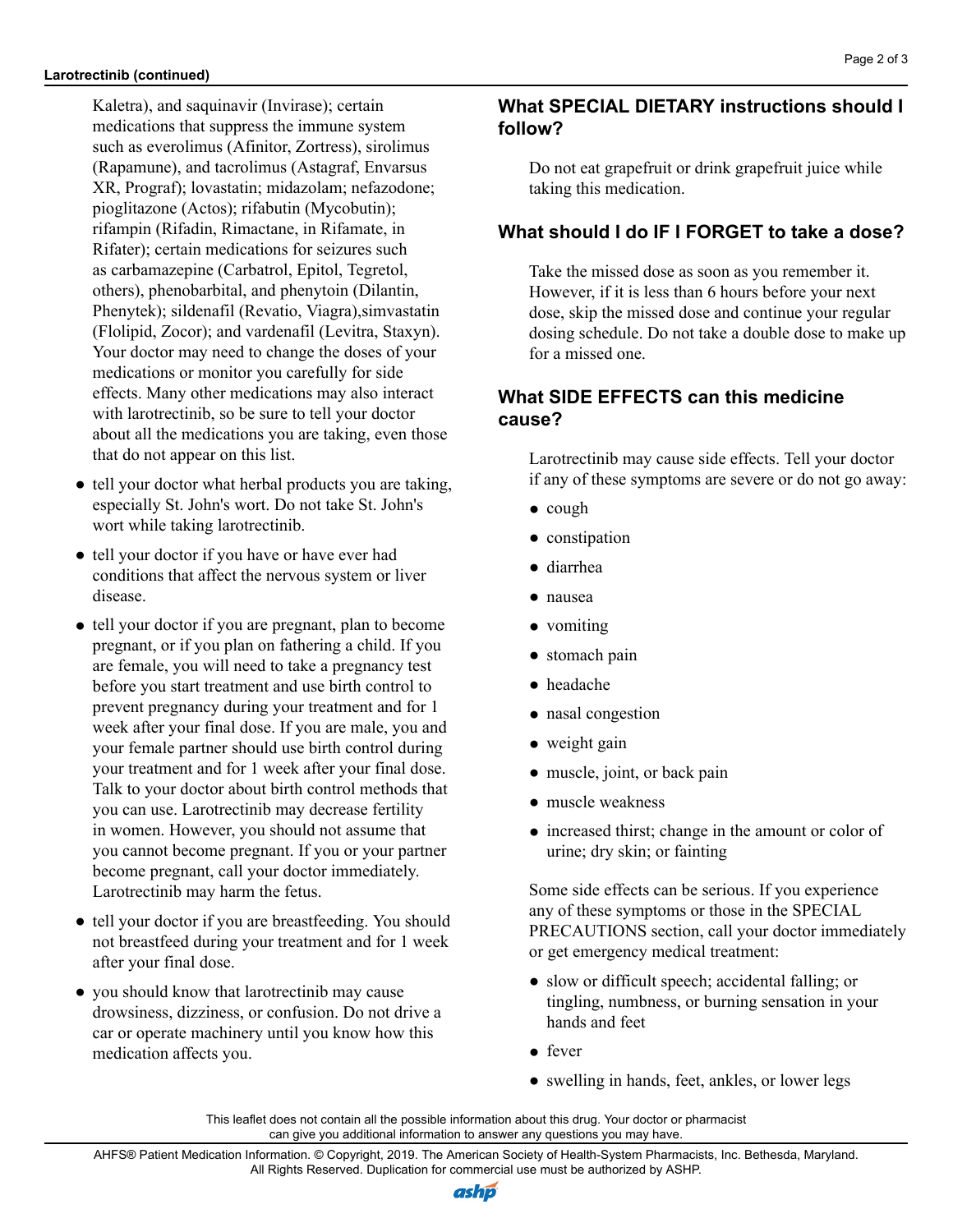Kaletra), and saquinavir (Invirase); certain medications that suppress the immune system such as everolimus (Afinitor, Zortress), sirolimus (Rapamune), and tacrolimus (Astagraf, Envarsus XR, Prograf); lovastatin; midazolam; nefazodone; pioglitazone (Actos); rifabutin (Mycobutin); rifampin (Rifadin, Rimactane, in Rifamate, in Rifater); certain medications for seizures such as carbamazepine (Carbatrol, Epitol, Tegretol, others), phenobarbital, and phenytoin (Dilantin, Phenytek); sildenafil (Revatio, Viagra),simvastatin (Flolipid, Zocor); and vardenafil (Levitra, Staxyn). Your doctor may need to change the doses of your medications or monitor you carefully for side effects. Many other medications may also interact with larotrectinib, so be sure to tell your doctor about all the medications you are taking, even those that do not appear on this list.

- tell your doctor what herbal products you are taking, especially St. John's wort. Do not take St. John's wort while taking larotrectinib.
- tell your doctor if you have or have ever had conditions that affect the nervous system or liver disease.
- tell your doctor if you are pregnant, plan to become pregnant, or if you plan on fathering a child. If you are female, you will need to take a pregnancy test before you start treatment and use birth control to prevent pregnancy during your treatment and for 1 week after your final dose. If you are male, you and your female partner should use birth control during your treatment and for 1 week after your final dose. Talk to your doctor about birth control methods that you can use. Larotrectinib may decrease fertility in women. However, you should not assume that you cannot become pregnant. If you or your partner become pregnant, call your doctor immediately. Larotrectinib may harm the fetus.
- tell your doctor if you are breastfeeding. You should not breastfeed during your treatment and for 1 week after your final dose.
- you should know that larotrectinib may cause drowsiness, dizziness, or confusion. Do not drive a car or operate machinery until you know how this medication affects you.

## What SPECIAL DIETARY instructions should I follow?

Do not eat grapefruit or drink grapefruit juice while taking this medication.

## What should I do IF I FORGET to take a dose?

Take the missed dose as soon as you remember it. However, if it is less than 6 hours before your next dose, skip the missed dose and continue your regular dosing schedule. Do not take a double dose to make up for a missed one.

## What SIDE EFFECTS can this medicine cause?

Larotrectinib may cause side effects. Tell your doctor if any of these symptoms are severe or do not go away:

- cough
- constipation
- diarrhea
- nausea
- vomiting
- stomach pain
- headache
- nasal congestion
- weight gain
- muscle, joint, or back pain
- muscle weakness
- increased thirst; change in the amount or color of urine; dry skin; or fainting

Some side effects can be serious. If you experience any of these symptoms or those in the SPECIAL PRECAUTIONS section, call your doctor immediately or get emergency medical treatment:

- slow or difficult speech; accidental falling; or tingling, numbness, or burning sensation in your hands and feet
- fever
- swelling in hands, feet, ankles, or lower legs

This leaflet does not contain all the possible information about this drug. Your doctor or pharmacist can give you additional information to answer any questions you may have.

AHFS® Patient Medication Information. © Copyright, 2019. The American Society of Health-System Pharmacists, Inc. Bethesda, Maryland. All Rights Reserved. Duplication for commercial use must be authorized by ASHP.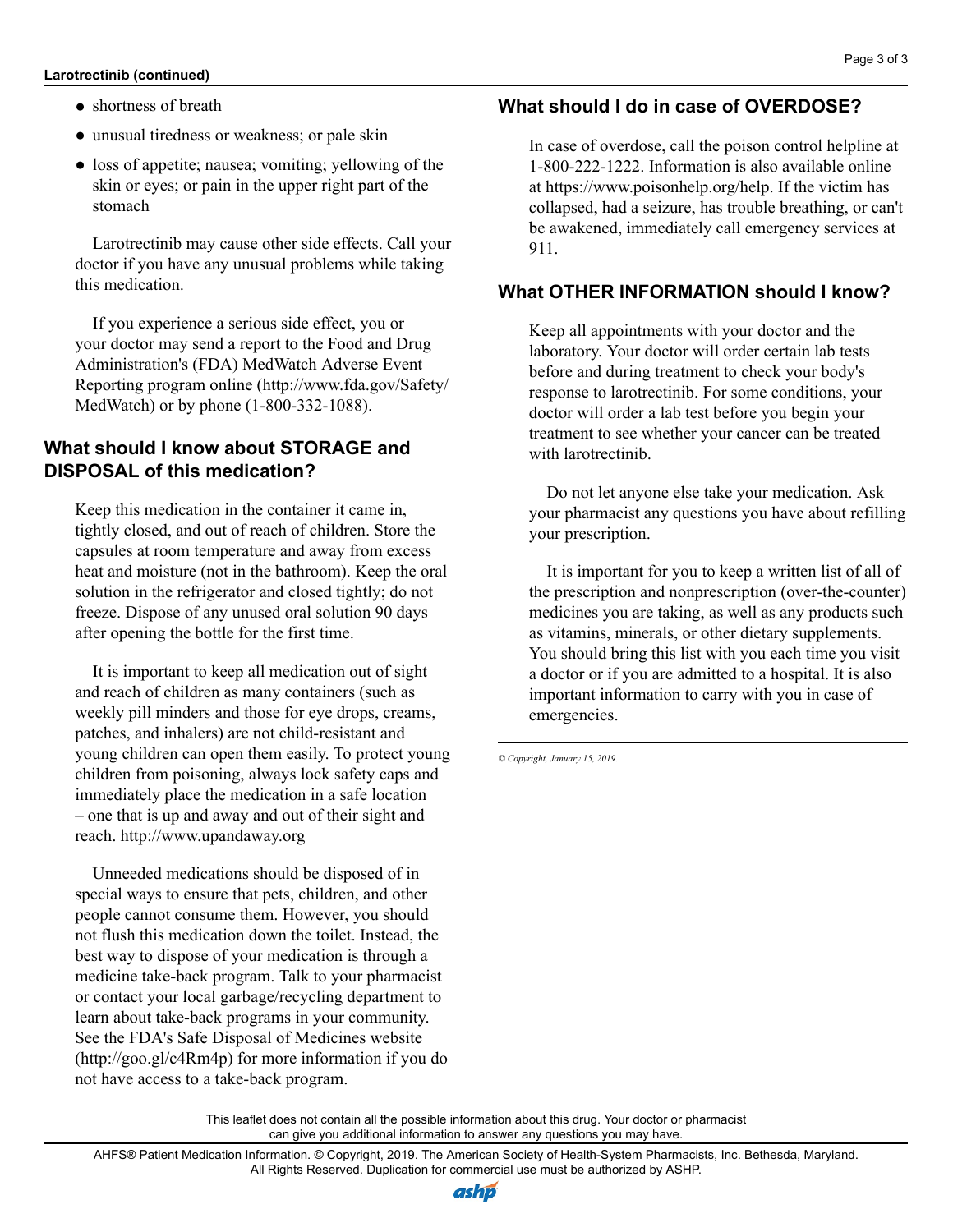- shortness of breath
- unusual tiredness or weakness; or pale skin
- loss of appetite; nausea; vomiting; yellowing of the skin or eyes; or pain in the upper right part of the stomach

Larotrectinib may cause other side effects. Call your doctor if you have any unusual problems while taking this medication.

If you experience a serious side effect, you or your doctor may send a report to the Food and Drug Administration's (FDA) MedWatch Adverse Event Reporting program online (http://www.fda.gov/Safety/MedWatch) or by phone (1-800-332-1088).

## What should I know about STORAGE and DISPOSAL of this medication?

Keep this medication in the container it came in, tightly closed, and out of reach of children. Store the capsules at room temperature and away from excess heat and moisture (not in the bathroom). Keep the oral solution in the refrigerator and closed tightly; do not freeze. Dispose of any unused oral solution 90 days after opening the bottle for the first time.

It is important to keep all medication out of sight and reach of children as many containers (such as weekly pill minders and those for eye drops, creams, patches, and inhalers) are not child-resistant and young children can open them easily. To protect young children from poisoning, always lock safety caps and immediately place the medication in a safe location – one that is up and away and out of their sight and reach. http://www.upandaway.org

Unneeded medications should be disposed of in special ways to ensure that pets, children, and other people cannot consume them. However, you should not flush this medication down the toilet. Instead, the best way to dispose of your medication is through a medicine take-back program. Talk to your pharmacist or contact your local garbage/recycling department to learn about take-back programs in your community. See the FDA's Safe Disposal of Medicines website (http://goo.gl/c4Rm4p) for more information if you do not have access to a take-back program.

## What should I do in case of OVERDOSE?

In case of overdose, call the poison control helpline at 1-800-222-1222. Information is also available online at https://www.poisonhelp.org/help. If the victim has collapsed, had a seizure, has trouble breathing, or can't be awakened, immediately call emergency services at 911.

## What OTHER INFORMATION should I know?

Keep all appointments with your doctor and the laboratory. Your doctor will order certain lab tests before and during treatment to check your body's response to larotrectinib. For some conditions, your doctor will order a lab test before you begin your treatment to see whether your cancer can be treated with larotrectinib.

Do not let anyone else take your medication. Ask your pharmacist any questions you have about refilling your prescription.

It is important for you to keep a written list of all of the prescription and nonprescription (over-the-counter) medicines you are taking, as well as any products such as vitamins, minerals, or other dietary supplements. You should bring this list with you each time you visit a doctor or if you are admitted to a hospital. It is also important information to carry with you in case of emergencies.

*© Copyright, January 15, 2019.*

This leaflet does not contain all the possible information about this drug. Your doctor or pharmacist can give you additional information to answer any questions you may have.

AHFS® Patient Medication Information. © Copyright, 2019. The American Society of Health-System Pharmacists, Inc. Bethesda, Maryland. All Rights Reserved. Duplication for commercial use must be authorized by ASHP.